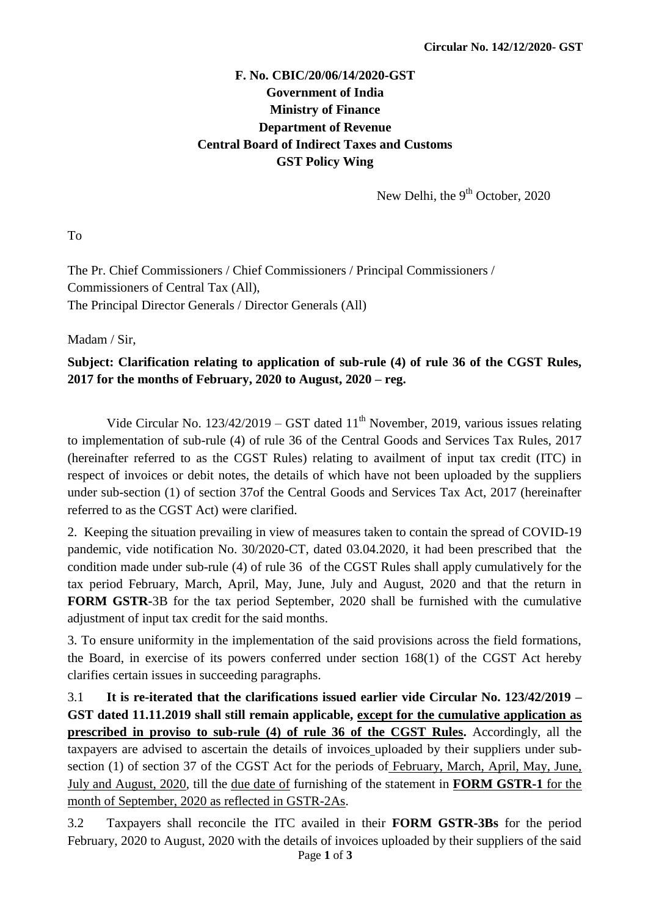**Circular No. 142/12/2020- GST**

**F. No. CBIC/20/06/14/2020-GST**
**Government of India**
**Ministry of Finance**
**Department of Revenue**
**Central Board of Indirect Taxes and Customs**
**GST Policy Wing**

New Delhi, the 9th October, 2020

To

The Pr. Chief Commissioners / Chief Commissioners / Principal Commissioners / Commissioners of Central Tax (All),
The Principal Director Generals / Director Generals (All)

Madam / Sir,

**Subject: Clarification relating to application of sub-rule (4) of rule 36 of the CGST Rules, 2017 for the months of February, 2020 to August, 2020 – reg.**

Vide Circular No. 123/42/2019 – GST dated 11th November, 2019, various issues relating to implementation of sub-rule (4) of rule 36 of the Central Goods and Services Tax Rules, 2017 (hereinafter referred to as the CGST Rules) relating to availment of input tax credit (ITC) in respect of invoices or debit notes, the details of which have not been uploaded by the suppliers under sub-section (1) of section 37of the Central Goods and Services Tax Act, 2017 (hereinafter referred to as the CGST Act) were clarified.

2. Keeping the situation prevailing in view of measures taken to contain the spread of COVID-19 pandemic, vide notification No. 30/2020-CT, dated 03.04.2020, it had been prescribed that the condition made under sub-rule (4) of rule 36 of the CGST Rules shall apply cumulatively for the tax period February, March, April, May, June, July and August, 2020 and that the return in **FORM GSTR**-3B for the tax period September, 2020 shall be furnished with the cumulative adjustment of input tax credit for the said months.

3. To ensure uniformity in the implementation of the said provisions across the field formations, the Board, in exercise of its powers conferred under section 168(1) of the CGST Act hereby clarifies certain issues in succeeding paragraphs.

3.1 **It is re-iterated that the clarifications issued earlier vide Circular No. 123/42/2019 – GST dated 11.11.2019 shall still remain applicable, except for the cumulative application as prescribed in proviso to sub-rule (4) of rule 36 of the CGST Rules.** Accordingly, all the taxpayers are advised to ascertain the details of invoices uploaded by their suppliers under sub-section (1) of section 37 of the CGST Act for the periods of February, March, April, May, June, July and August, 2020, till the due date of furnishing of the statement in **FORM GSTR-1** for the month of September, 2020 as reflected in GSTR-2As.

3.2 Taxpayers shall reconcile the ITC availed in their **FORM GSTR-3Bs** for the period February, 2020 to August, 2020 with the details of invoices uploaded by their suppliers of the said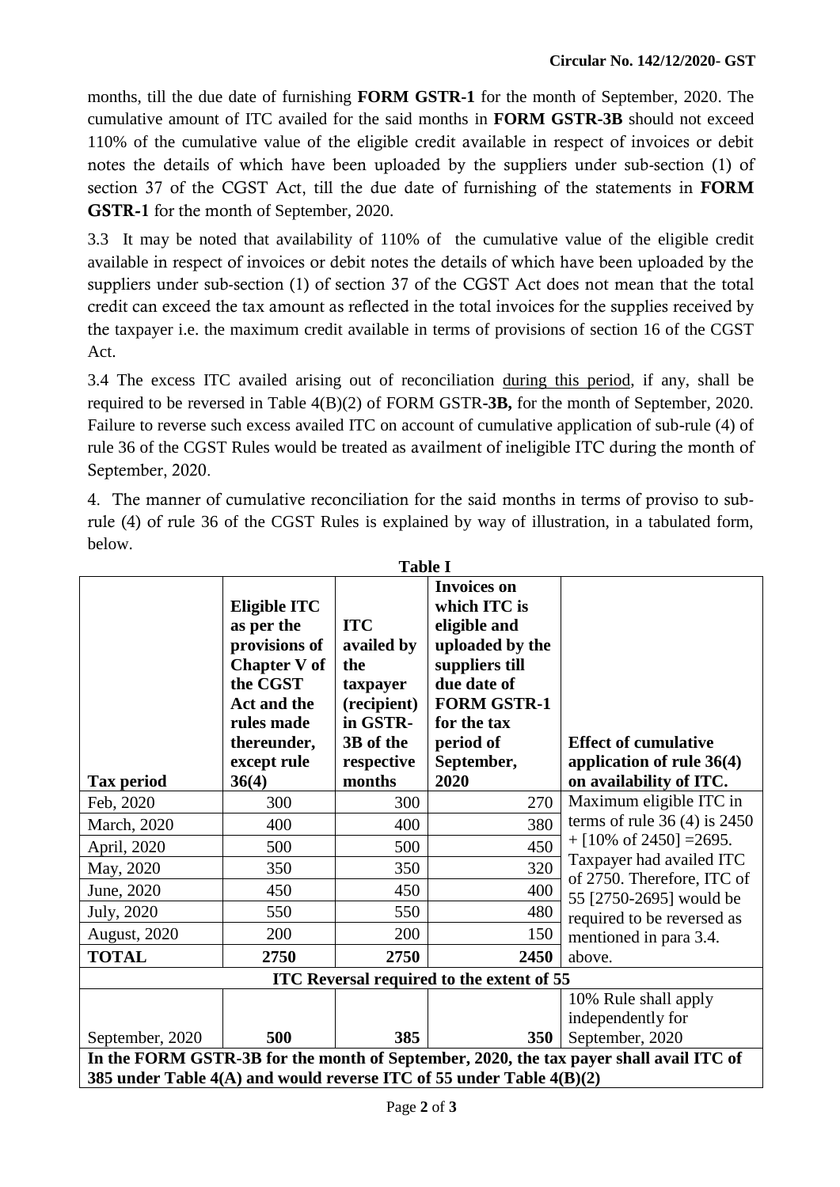months, till the due date of furnishing **FORM GSTR-1** for the month of September, 2020. The cumulative amount of ITC availed for the said months in **FORM GSTR-3B** should not exceed 110% of the cumulative value of the eligible credit available in respect of invoices or debit notes the details of which have been uploaded by the suppliers under sub-section (1) of section 37 of the CGST Act, till the due date of furnishing of the statements in **FORM GSTR-1** for the month of September, 2020.

3.3 It may be noted that availability of 110% of the cumulative value of the eligible credit available in respect of invoices or debit notes the details of which have been uploaded by the suppliers under sub-section (1) of section 37 of the CGST Act does not mean that the total credit can exceed the tax amount as reflected in the total invoices for the supplies received by the taxpayer i.e. the maximum credit available in terms of provisions of section 16 of the CGST Act.

3.4 The excess ITC availed arising out of reconciliation during this period, if any, shall be required to be reversed in Table 4(B)(2) of FORM GSTR-**3B,** for the month of September, 2020. Failure to reverse such excess availed ITC on account of cumulative application of sub-rule (4) of rule 36 of the CGST Rules would be treated as availment of ineligible ITC during the month of September, 2020.

4. The manner of cumulative reconciliation for the said months in terms of proviso to sub-rule (4) of rule 36 of the CGST Rules is explained by way of illustration, in a tabulated form, below.

**Table I**

| Tax period | Eligible ITC as per the provisions of Chapter V of the CGST Act and the rules made thereunder, except rule 36(4) | ITC availed by the taxpayer (recipient) in GSTR-3B of the respective months | Invoices on which ITC is eligible and uploaded by the suppliers till due date of FORM GSTR-1 for the tax period of September, 2020 | Effect of cumulative application of rule 36(4) on availability of ITC. |
|---|---|---|---|---|
| Feb, 2020 | 300 | 300 | 270 | Maximum eligible ITC in terms of rule 36 (4) is 2450 + [10% of 2450] =2695. Taxpayer had availed ITC of 2750. Therefore, ITC of 55 [2750-2695] would be required to be reversed as mentioned in para 3.4. above. |
| March, 2020 | 400 | 400 | 380 | |
| April, 2020 | 500 | 500 | 450 | |
| May, 2020 | 350 | 350 | 320 | |
| June, 2020 | 450 | 450 | 400 | |
| July, 2020 | 550 | 550 | 480 | |
| August, 2020 | 200 | 200 | 150 | |
| **TOTAL** | **2750** | **2750** | **2450** | |
| **ITC Reversal required to the extent of 55** | | | | |
| September, 2020 | **500** | **385** | **350** | 10% Rule shall apply independently for September, 2020 |
| **In the FORM GSTR-3B for the month of September, 2020, the tax payer shall avail ITC of 385 under Table 4(A) and would reverse ITC of 55 under Table 4(B)(2)** | | | | |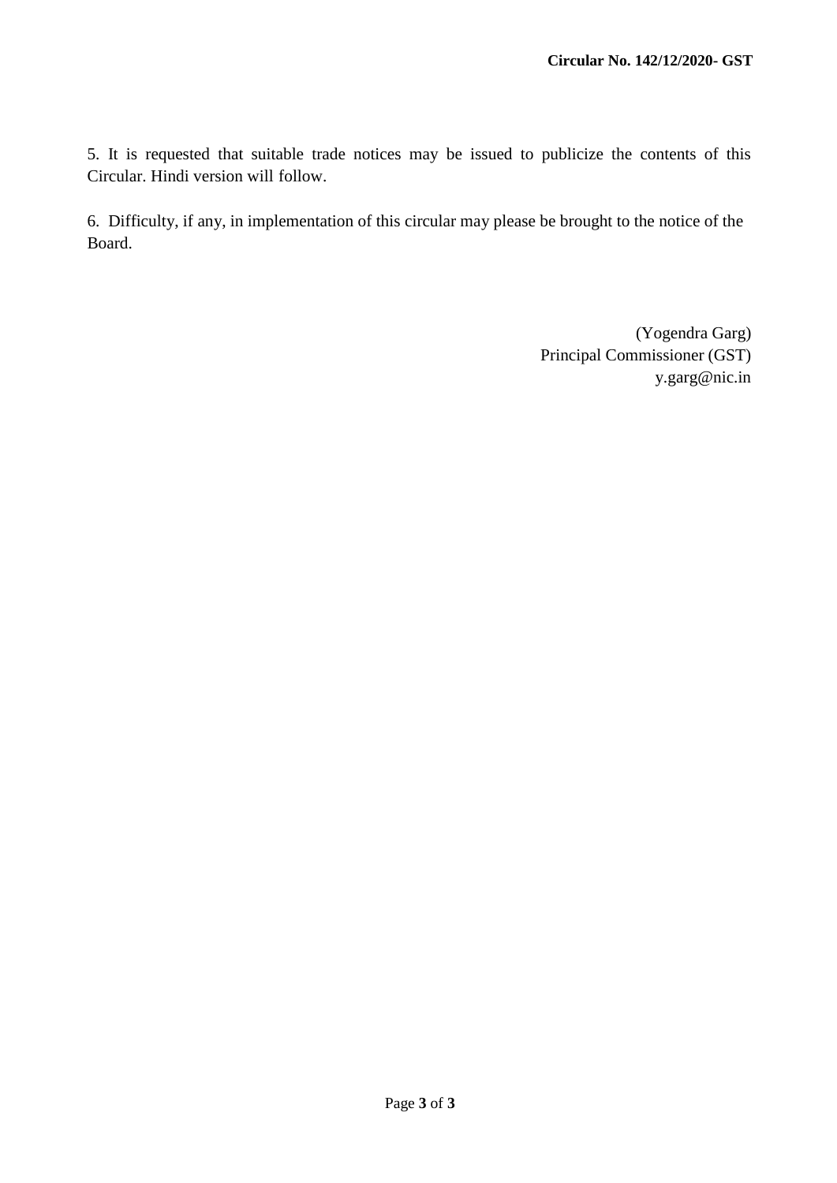5. It is requested that suitable trade notices may be issued to publicize the contents of this Circular. Hindi version will follow.

6. Difficulty, if any, in implementation of this circular may please be brought to the notice of the Board.

(Yogendra Garg)
Principal Commissioner (GST)
y.garg@nic.in